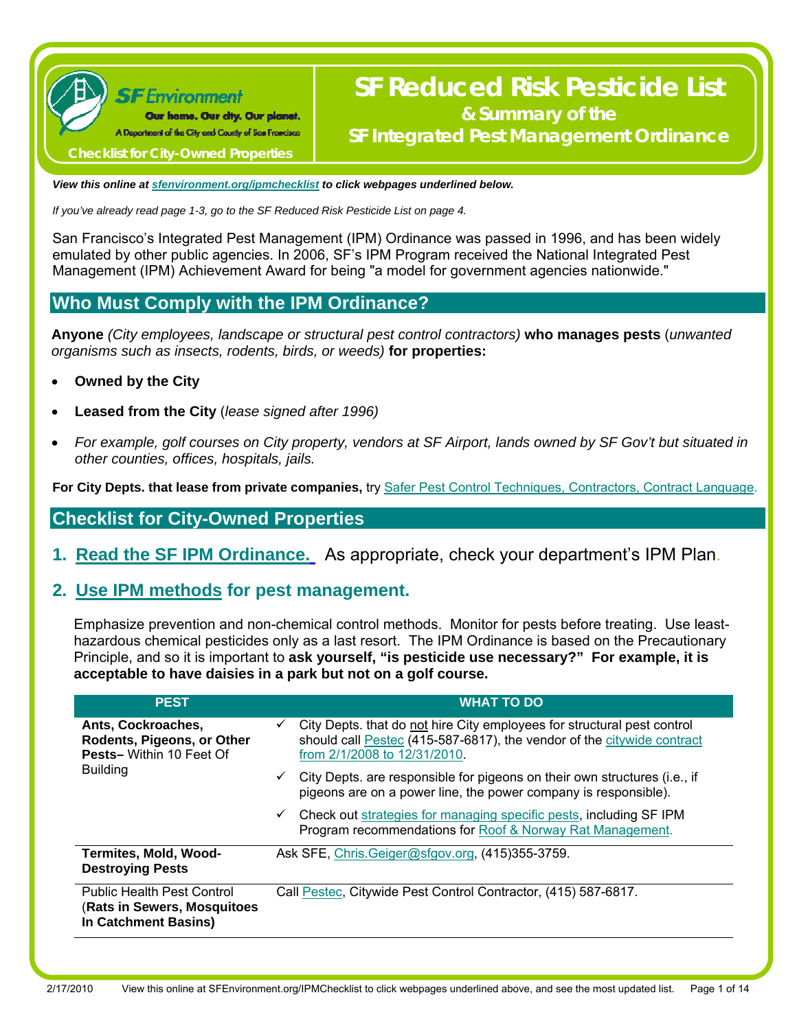SF Environment

Our home. Our city. Our planet.

A Department of the City and County of San Francisco

Checklist for City-Owned Properties

# SF Reduced Risk Pesticide List

## & Summary of the SF Integrated Pest Management Ordinance

***View this online at sfenvironment.org/ipmchecklist to click webpages underlined below.***

*If you've already read page 1-3, go to the SF Reduced Risk Pesticide List on page 4.*

San Francisco's Integrated Pest Management (IPM) Ordinance was passed in 1996, and has been widely emulated by other public agencies. In 2006, SF's IPM Program received the National Integrated Pest Management (IPM) Achievement Award for being "a model for government agencies nationwide."

## Who Must Comply with the IPM Ordinance?

**Anyone** *(City employees, landscape or structural pest control contractors)* **who manages pests** (*unwanted organisms such as insects, rodents, birds, or weeds)* **for properties:**

- **Owned by the City**
- **Leased from the City** (*lease signed after 1996)*
- *For example, golf courses on City property, vendors at SF Airport, lands owned by SF Gov't but situated in other counties, offices, hospitals, jails.*

**For City Depts. that lease from private companies,** try Safer Pest Control Techniques, Contractors, Contract Language.

## Checklist for City-Owned Properties

### 1. Read the SF IPM Ordinance. As appropriate, check your department's IPM Plan.

### 2. Use IPM methods for pest management.

Emphasize prevention and non-chemical control methods. Monitor for pests before treating. Use least-hazardous chemical pesticides only as a last resort. The IPM Ordinance is based on the Precautionary Principle, and so it is important to **ask yourself, "is pesticide use necessary?" For example, it is acceptable to have daisies in a park but not on a golf course.**

| PEST | WHAT TO DO |
|---|---|
| **Ants, Cockroaches, Rodents, Pigeons, or Other Pests–** Within 10 Feet Of Building | ✓ City Depts. that do not hire City employees for structural pest control should call Pestec (415-587-6817), the vendor of the citywide contract from 2/1/2008 to 12/31/2010.<br>✓ City Depts. are responsible for pigeons on their own structures (i.e., if pigeons are on a power line, the power company is responsible).<br>✓ Check out strategies for managing specific pests, including SF IPM Program recommendations for Roof & Norway Rat Management. |
| **Termites, Mold, Wood-Destroying Pests** | Ask SFE, Chris.Geiger@sfgov.org, (415)355-3759. |
| Public Health Pest Control (**Rats in Sewers, Mosquitoes In Catchment Basins)** | Call Pestec, Citywide Pest Control Contractor, (415) 587-6817. |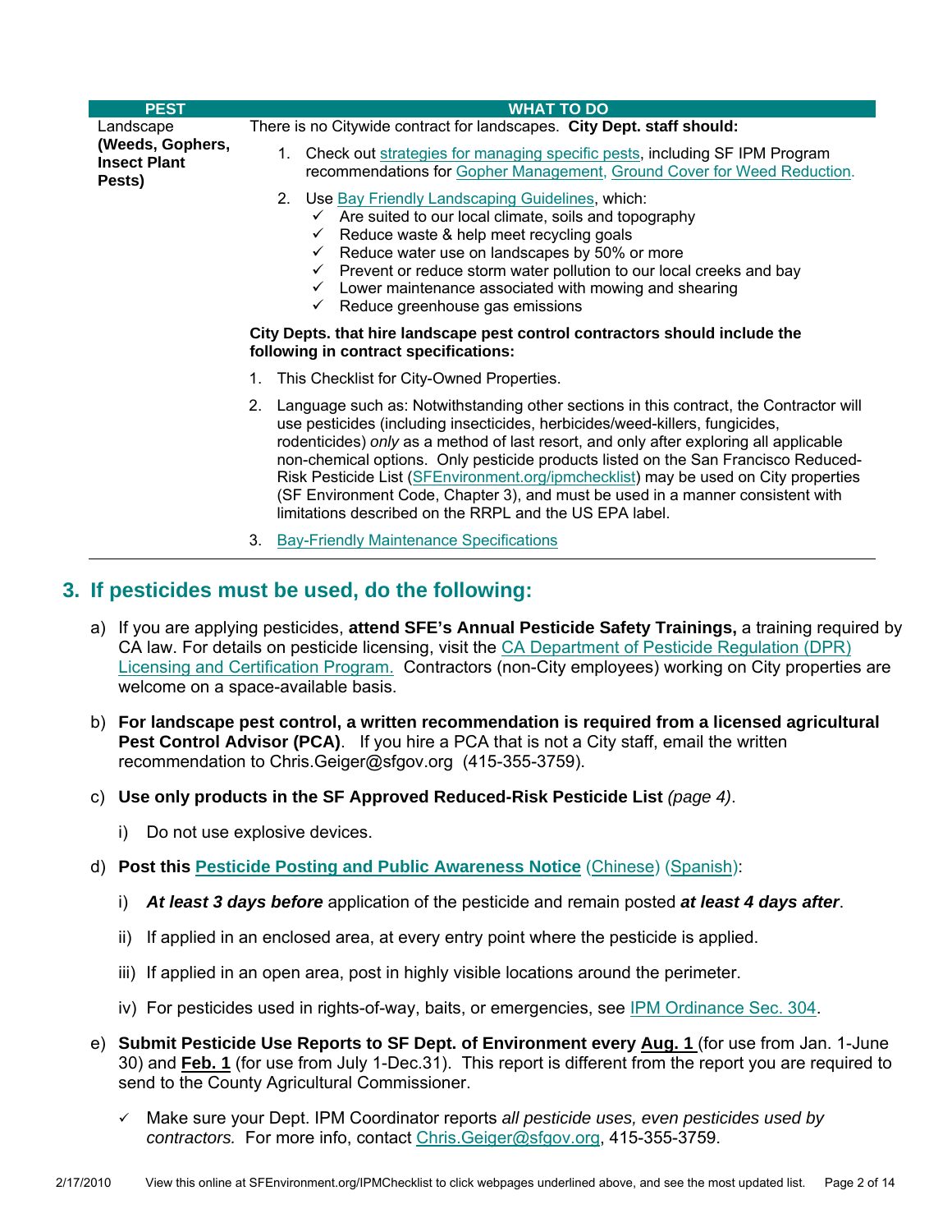| PEST | WHAT TO DO |
|---|---|
| Landscape **(Weeds, Gophers, Insect Plant Pests)** | There is no Citywide contract for landscapes. **City Dept. staff should:**<br><br>1. Check out strategies for managing specific pests, including SF IPM Program recommendations for Gopher Management, Ground Cover for Weed Reduction.<br>2. Use Bay Friendly Landscaping Guidelines, which:<br>✓ Are suited to our local climate, soils and topography<br>✓ Reduce waste & help meet recycling goals<br>✓ Reduce water use on landscapes by 50% or more<br>✓ Prevent or reduce storm water pollution to our local creeks and bay<br>✓ Lower maintenance associated with mowing and shearing<br>✓ Reduce greenhouse gas emissions<br><br>**City Depts. that hire landscape pest control contractors should include the following in contract specifications:**<br><br>1. This Checklist for City-Owned Properties.<br>2. Language such as: Notwithstanding other sections in this contract, the Contractor will use pesticides (including insecticides, herbicides/weed-killers, fungicides, rodenticides) *only* as a method of last resort, and only after exploring all applicable non-chemical options. Only pesticide products listed on the San Francisco Reduced-Risk Pesticide List (SFEnvironment.org/ipmchecklist) may be used on City properties (SF Environment Code, Chapter 3), and must be used in a manner consistent with limitations described on the RRPL and the US EPA label.<br>3. Bay-Friendly Maintenance Specifications |

## 3. If pesticides must be used, do the following:

a) If you are applying pesticides, **attend SFE's Annual Pesticide Safety Trainings,** a training required by CA law. For details on pesticide licensing, visit the CA Department of Pesticide Regulation (DPR) Licensing and Certification Program. Contractors (non-City employees) working on City properties are welcome on a space-available basis.

b) **For landscape pest control, a written recommendation is required from a licensed agricultural Pest Control Advisor (PCA)**. If you hire a PCA that is not a City staff, email the written recommendation to Chris.Geiger@sfgov.org (415-355-3759).

c) **Use only products in the SF Approved Reduced-Risk Pesticide List** *(page 4)*.

   i) Do not use explosive devices.

d) **Post this Pesticide Posting and Public Awareness Notice** (Chinese) (Spanish):

   i) ***At least 3 days before*** application of the pesticide and remain posted ***at least 4 days after***.

   ii) If applied in an enclosed area, at every entry point where the pesticide is applied.

   iii) If applied in an open area, post in highly visible locations around the perimeter.

   iv) For pesticides used in rights-of-way, baits, or emergencies, see IPM Ordinance Sec. 304.

e) **Submit Pesticide Use Reports to SF Dept. of Environment every Aug. 1** (for use from Jan. 1-June 30) and **Feb. 1** (for use from July 1-Dec.31). This report is different from the report you are required to send to the County Agricultural Commissioner.

   ✓ Make sure your Dept. IPM Coordinator reports *all pesticide uses, even pesticides used by contractors.* For more info, contact Chris.Geiger@sfgov.org, 415-355-3759.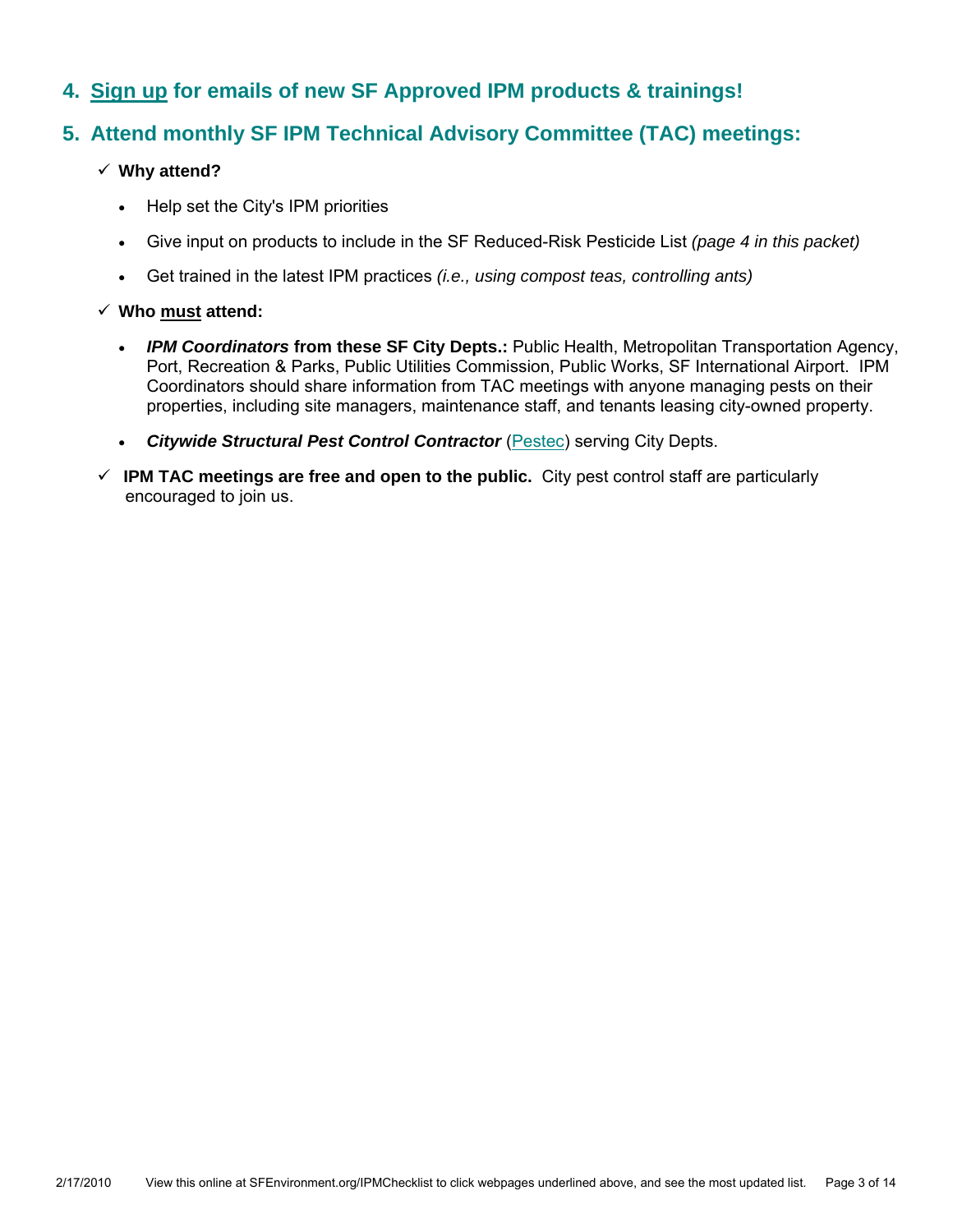## 4. Sign up for emails of new SF Approved IPM products & trainings!

## 5. Attend monthly SF IPM Technical Advisory Committee (TAC) meetings:

✓ **Why attend?**

- Help set the City's IPM priorities
- Give input on products to include in the SF Reduced-Risk Pesticide List *(page 4 in this packet)*
- Get trained in the latest IPM practices *(i.e., using compost teas, controlling ants)*

✓ **Who must attend:**

- ***IPM Coordinators* from these SF City Depts.:** Public Health, Metropolitan Transportation Agency, Port, Recreation & Parks, Public Utilities Commission, Public Works, SF International Airport. IPM Coordinators should share information from TAC meetings with anyone managing pests on their properties, including site managers, maintenance staff, and tenants leasing city-owned property.
- ***Citywide Structural Pest Control Contractor*** (Pestec) serving City Depts.

✓ **IPM TAC meetings are free and open to the public.** City pest control staff are particularly encouraged to join us.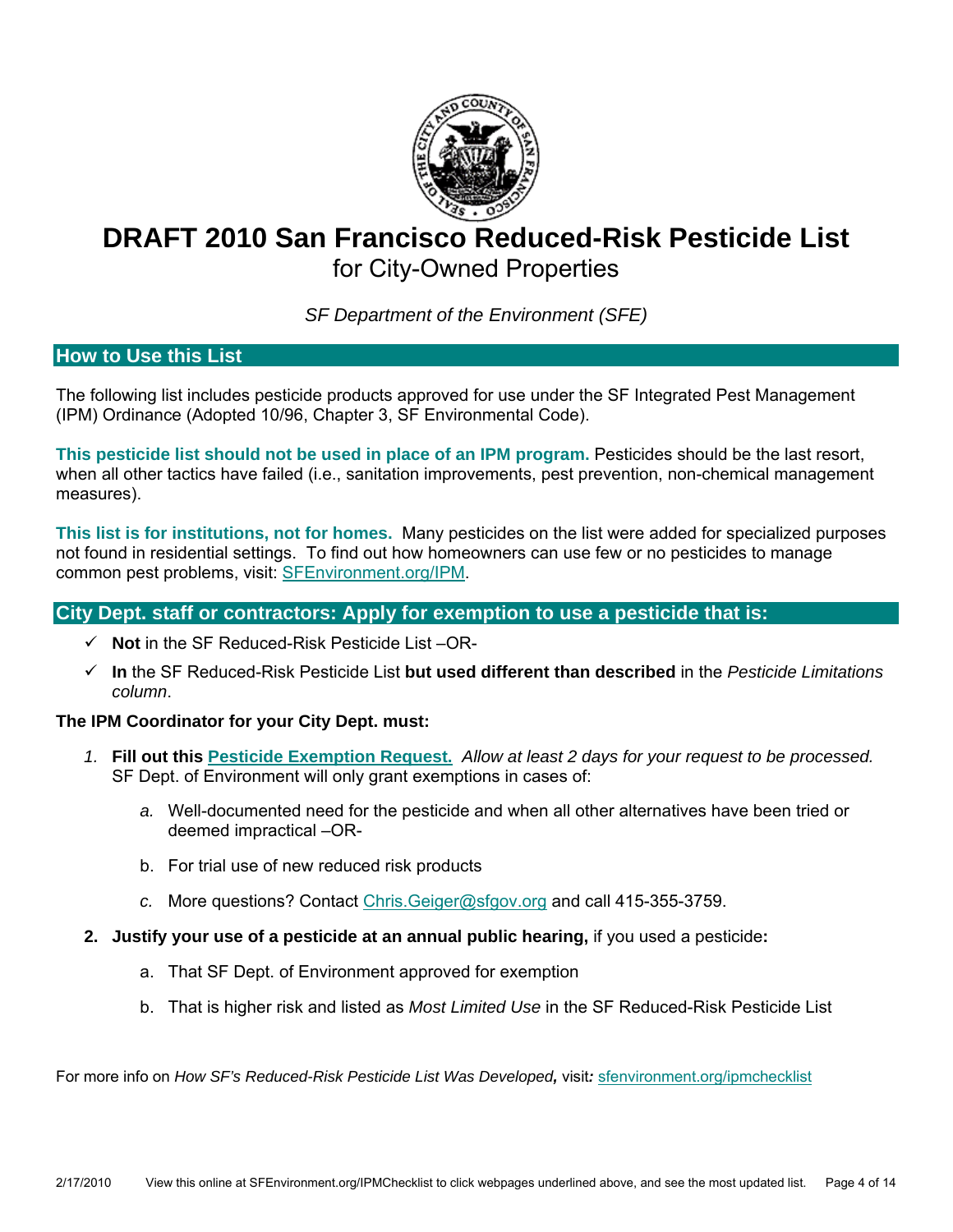# DRAFT 2010 San Francisco Reduced-Risk Pesticide List

for City-Owned Properties

*SF Department of the Environment (SFE)*

## How to Use this List

The following list includes pesticide products approved for use under the SF Integrated Pest Management (IPM) Ordinance (Adopted 10/96, Chapter 3, SF Environmental Code).

**This pesticide list should not be used in place of an IPM program.** Pesticides should be the last resort, when all other tactics have failed (i.e., sanitation improvements, pest prevention, non-chemical management measures).

**This list is for institutions, not for homes.** Many pesticides on the list were added for specialized purposes not found in residential settings. To find out how homeowners can use few or no pesticides to manage common pest problems, visit: SFEnvironment.org/IPM.

## City Dept. staff or contractors: Apply for exemption to use a pesticide that is:

- ✓ **Not** in the SF Reduced-Risk Pesticide List –OR-
- ✓ **In** the SF Reduced-Risk Pesticide List **but used different than described** in the *Pesticide Limitations column*.

**The IPM Coordinator for your City Dept. must:**

1. **Fill out this Pesticide Exemption Request.** *Allow at least 2 days for your request to be processed.* SF Dept. of Environment will only grant exemptions in cases of:
   a. Well-documented need for the pesticide and when all other alternatives have been tried or deemed impractical –OR-
   b. For trial use of new reduced risk products
   c. More questions? Contact Chris.Geiger@sfgov.org and call 415-355-3759.
2. **Justify your use of a pesticide at an annual public hearing,** if you used a pesticide**:**
   a. That SF Dept. of Environment approved for exemption
   b. That is higher risk and listed as *Most Limited Use* in the SF Reduced-Risk Pesticide List

For more info on *How SF's Reduced-Risk Pesticide List Was Developed***,** visit***:*** sfenvironment.org/ipmchecklist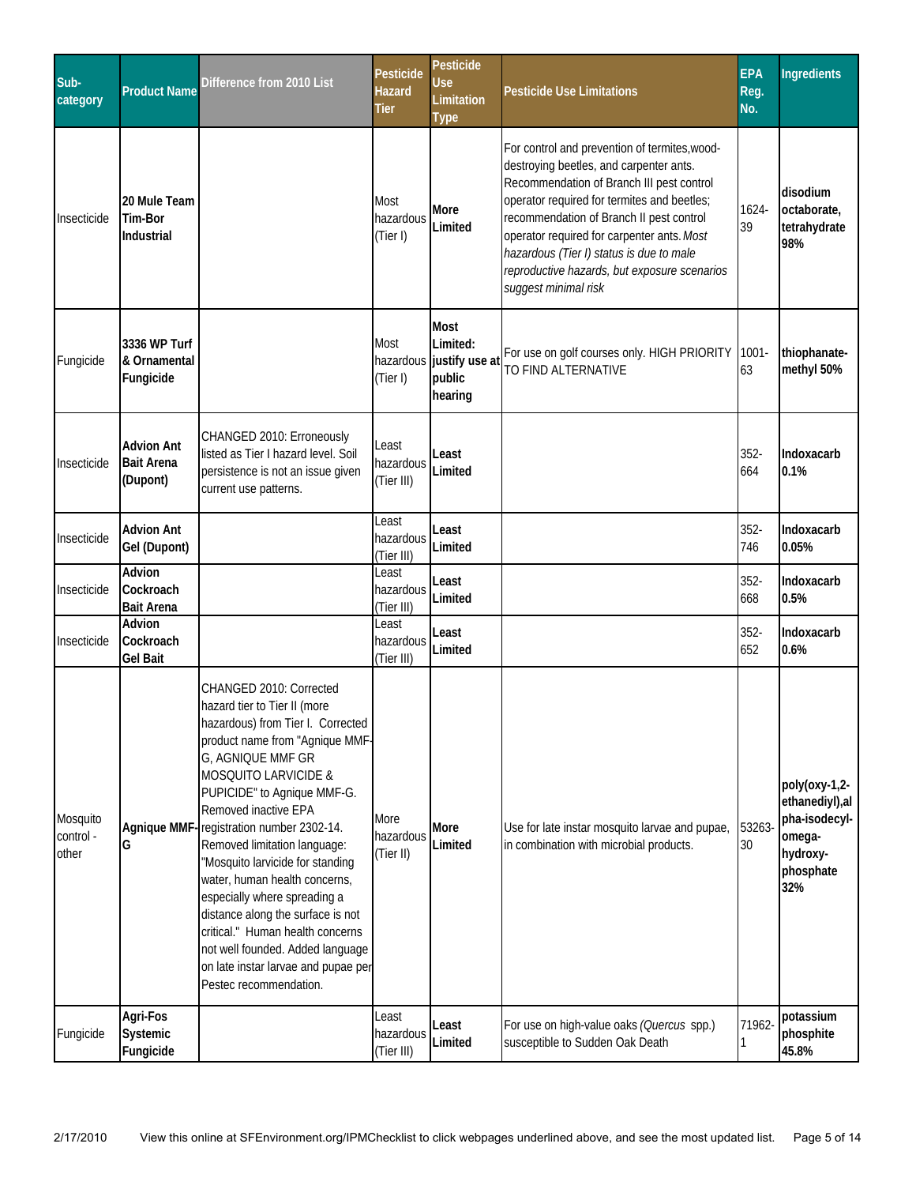| Sub-category | Product Name | Difference from 2010 List | Pesticide Hazard Tier | Pesticide Use Limitation Type | Pesticide Use Limitations | EPA Reg. No. | Ingredients |
|---|---|---|---|---|---|---|---|
| Insecticide | **20 Mule Team Tim-Bor Industrial** | | Most hazardous (Tier I) | **More Limited** | For control and prevention of termites,wood-destroying beetles, and carpenter ants. Recommendation of Branch III pest control operator required for termites and beetles; recommendation of Branch II pest control operator required for carpenter ants. *Most hazardous (Tier I) status is due to male reproductive hazards, but exposure scenarios suggest minimal risk* | 1624-39 | **disodium octaborate, tetrahydrate 98%** |
| Fungicide | **3336 WP Turf & Ornamental Fungicide** | | Most hazardous (Tier I) | **Most Limited: justify use at public hearing** | For use on golf courses only. HIGH PRIORITY TO FIND ALTERNATIVE | 1001-63 | **thiophanate-methyl 50%** |
| Insecticide | **Advion Ant Bait Arena (Dupont)** | CHANGED 2010: Erroneously listed as Tier I hazard level. Soil persistence is not an issue given current use patterns. | Least hazardous (Tier III) | **Least Limited** | | 352-664 | **Indoxacarb 0.1%** |
| Insecticide | **Advion Ant Gel (Dupont)** | | Least hazardous (Tier III) | **Least Limited** | | 352-746 | **Indoxacarb 0.05%** |
| Insecticide | **Advion Cockroach Bait Arena** | | Least hazardous (Tier III) | **Least Limited** | | 352-668 | **Indoxacarb 0.5%** |
| Insecticide | **Advion Cockroach Gel Bait** | | Least hazardous (Tier III) | **Least Limited** | | 352-652 | **Indoxacarb 0.6%** |
| Mosquito control - other | **Agnique MMF-G** | CHANGED 2010: Corrected hazard tier to Tier II (more hazardous) from Tier I. Corrected product name from "Agnique MMF-G, AGNIQUE MMF GR MOSQUITO LARVICIDE & PUPICIDE" to Agnique MMF-G. Removed inactive EPA registration number 2302-14. Removed limitation language: "Mosquito larvicide for standing water, human health concerns, especially where spreading a distance along the surface is not critical." Human health concerns not well founded. Added language on late instar larvae and pupae per Pestec recommendation. | More hazardous (Tier II) | **More Limited** | Use for late instar mosquito larvae and pupae, in combination with microbial products. | 53263-30 | **poly(oxy-1,2-ethanediyl),alpha-isodecyl-omega-hydroxy-phosphate 32%** |
| Fungicide | **Agri-Fos Systemic Fungicide** | | Least hazardous (Tier III) | **Least Limited** | For use on high-value oaks *(Quercus* spp.) susceptible to Sudden Oak Death | 71962-1 | **potassium phosphite 45.8%** |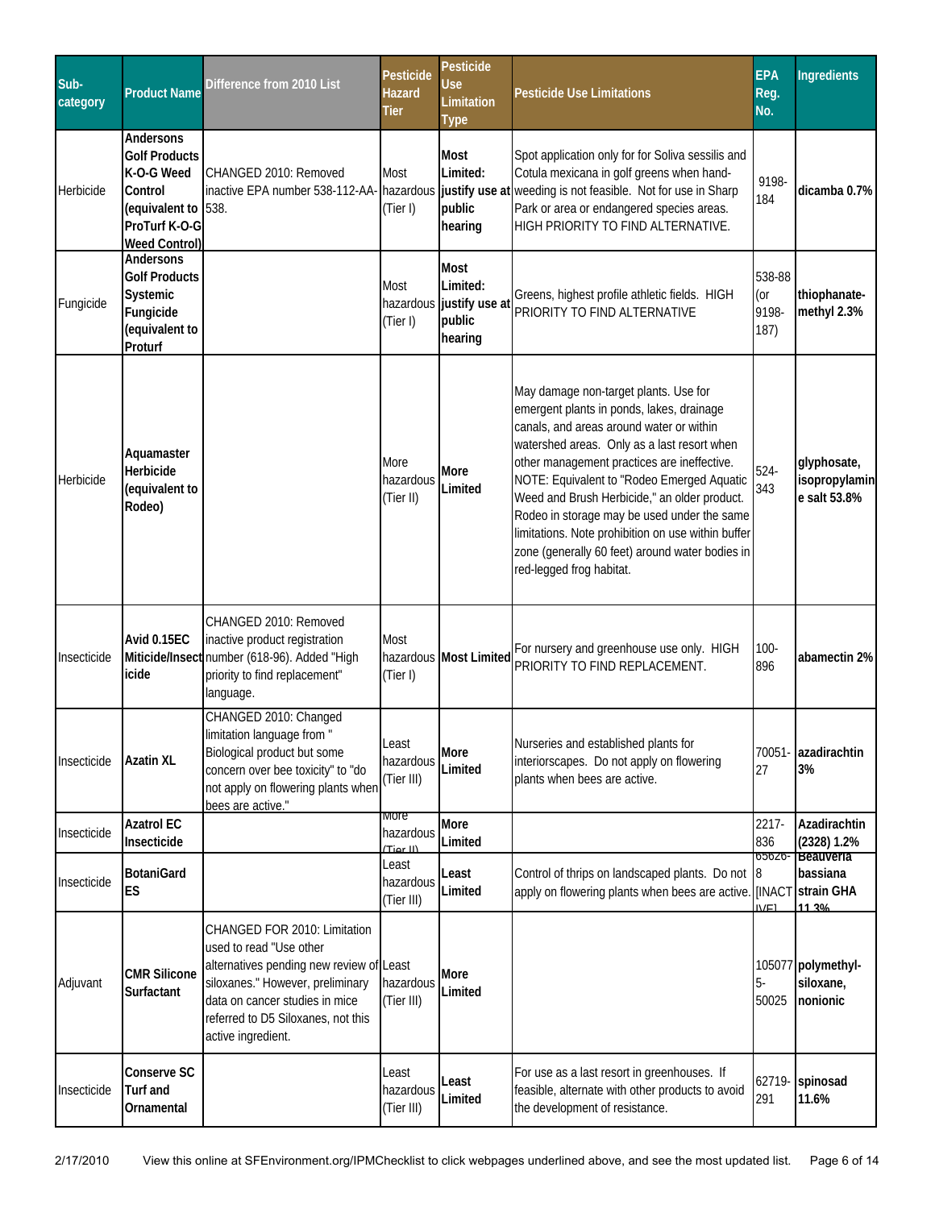| Sub-category | Product Name | Difference from 2010 List | Pesticide Hazard Tier | Pesticide Use Limitation Type | Pesticide Use Limitations | EPA Reg. No. | Ingredients |
|---|---|---|---|---|---|---|---|
| Herbicide | **Andersons Golf Products K-O-G Weed Control (equivalent to ProTurf K-O-G Weed Control)** | CHANGED 2010: Removed inactive EPA number 538-112-AA-538. | Most hazardous (Tier I) | **Most Limited: justify use at public hearing** | Spot application only for for Soliva sessilis and Cotula mexicana in golf greens when hand-weeding is not feasible. Not for use in Sharp Park or area or endangered species areas. HIGH PRIORITY TO FIND ALTERNATIVE. | 9198-184 | **dicamba 0.7%** |
| Fungicide | **Andersons Golf Products Systemic Fungicide (equivalent to Proturf** | | Most hazardous (Tier I) | **Most Limited: justify use at public hearing** | Greens, highest profile athletic fields. HIGH PRIORITY TO FIND ALTERNATIVE | 538-88 (or 9198-187) | **thiophanate-methyl 2.3%** |
| Herbicide | **Aquamaster Herbicide (equivalent to Rodeo)** | | More hazardous (Tier II) | **More Limited** | May damage non-target plants. Use for emergent plants in ponds, lakes, drainage canals, and areas around water or within watershed areas. Only as a last resort when other management practices are ineffective. NOTE: Equivalent to "Rodeo Emerged Aquatic Weed and Brush Herbicide," an older product. Rodeo in storage may be used under the same limitations. Note prohibition on use within buffer zone (generally 60 feet) around water bodies in red-legged frog habitat. | 524-343 | **glyphosate, isopropylamine salt 53.8%** |
| Insecticide | **Avid 0.15EC Miticide/Insecticide** | CHANGED 2010: Removed inactive product registration number (618-96). Added "High priority to find replacement" language. | Most hazardous (Tier I) | **Most Limited** | For nursery and greenhouse use only. HIGH PRIORITY TO FIND REPLACEMENT. | 100-896 | **abamectin 2%** |
| Insecticide | **Azatin XL** | CHANGED 2010: Changed limitation language from " Biological product but some concern over bee toxicity" to "do not apply on flowering plants when bees are active." | Least hazardous (Tier III) | **More Limited** | Nurseries and established plants for interiorscapes. Do not apply on flowering plants when bees are active. | 70051-27 | **azadirachtin 3%** |
| Insecticide | **Azatrol EC Insecticide** | | More hazardous (Tier II) | **More Limited** | | 2217-836 | **Azadirachtin (2328) 1.2%** |
| Insecticide | **BotaniGard ES** | | Least hazardous (Tier III) | **Least Limited** | Control of thrips on landscaped plants. Do not apply on flowering plants when bees are active. | 65626-8 [INACTIVE] | **Beauveria bassiana strain GHA 11.3%** |
| Adjuvant | **CMR Silicone Surfactant** | CHANGED FOR 2010: Limitation used to read "Use other alternatives pending new review of siloxanes." However, preliminary data on cancer studies in mice referred to D5 Siloxanes, not this active ingredient. | Least hazardous (Tier III) | **More Limited** | | 105077 5-50025 | **polymethyl-siloxane, nonionic** |
| Insecticide | **Conserve SC Turf and Ornamental** | | Least hazardous (Tier III) | **Least Limited** | For use as a last resort in greenhouses. If feasible, alternate with other products to avoid the development of resistance. | 62719-291 | **spinosad 11.6%** |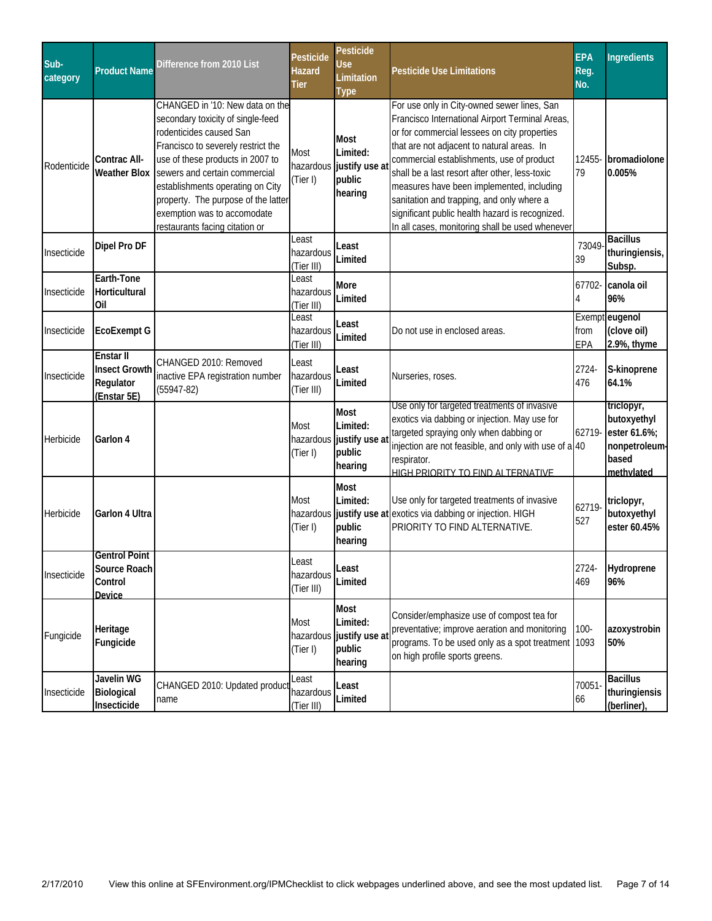| Sub-category | Product Name | Difference from 2010 List | Pesticide Hazard Tier | Pesticide Use Limitation Type | Pesticide Use Limitations | EPA Reg. No. | Ingredients |
|---|---|---|---|---|---|---|---|
| Rodenticide | **Contrac All-Weather Blox** | CHANGED in '10: New data on the secondary toxicity of single-feed rodenticides caused San Francisco to severely restrict the use of these products in 2007 to sewers and certain commercial establishments operating on City property. The purpose of the latter exemption was to accomodate restaurants facing citation or | Most hazardous (Tier I) | **Most Limited: justify use at public hearing** | For use only in City-owned sewer lines, San Francisco International Airport Terminal Areas, or for commercial lessees on city properties that are not adjacent to natural areas. In commercial establishments, use of product shall be a last resort after other, less-toxic measures have been implemented, including sanitation and trapping, and only where a significant public health hazard is recognized. In all cases, monitoring shall be used whenever | 12455-79 | **bromadiolone 0.005%** |
| Insecticide | **Dipel Pro DF** | | Least hazardous (Tier III) | **Least Limited** | | 73049-39 | **Bacillus thuringiensis, Subsp.** |
| Insecticide | **Earth-Tone Horticultural Oil** | | Least hazardous (Tier III) | **More Limited** | | 67702-4 | **canola oil 96%** |
| Insecticide | **EcoExempt G** | | Least hazardous (Tier III) | **Least Limited** | Do not use in enclosed areas. | Exempt from EPA | **eugenol (clove oil) 2.9%, thyme** |
| Insecticide | **Enstar II Insect Growth Regulator (Enstar 5E)** | CHANGED 2010: Removed inactive EPA registration number (55947-82) | Least hazardous (Tier III) | **Least Limited** | Nurseries, roses. | 2724-476 | **S-kinoprene 64.1%** |
| Herbicide | **Garlon 4** | | Most hazardous (Tier I) | **Most Limited: justify use at public hearing** | Use only for targeted treatments of invasive exotics via dabbing or injection. May use for targeted spraying only when dabbing or injection are not feasible, and only with use of a respirator. HIGH PRIORITY TO FIND ALTERNATIVE | 62719-40 | **triclopyr, butoxyethyl ester 61.6%; nonpetroleum-based methylated** |
| Herbicide | **Garlon 4 Ultra** | | Most hazardous (Tier I) | **Most Limited: justify use at public hearing** | Use only for targeted treatments of invasive exotics via dabbing or injection. HIGH PRIORITY TO FIND ALTERNATIVE. | 62719-527 | **triclopyr, butoxyethyl ester 60.45%** |
| Insecticide | **Gentrol Point Source Roach Control Device** | | Least hazardous (Tier III) | **Least Limited** | | 2724-469 | **Hydroprene 96%** |
| Fungicide | **Heritage Fungicide** | | Most hazardous (Tier I) | **Most Limited: justify use at public hearing** | Consider/emphasize use of compost tea for preventative; improve aeration and monitoring programs. To be used only as a spot treatment on high profile sports greens. | 100-1093 | **azoxystrobin 50%** |
| Insecticide | **Javelin WG Biological Insecticide** | CHANGED 2010: Updated product name | Least hazardous (Tier III) | **Least Limited** | | 70051-66 | **Bacillus thuringiensis (berliner),** |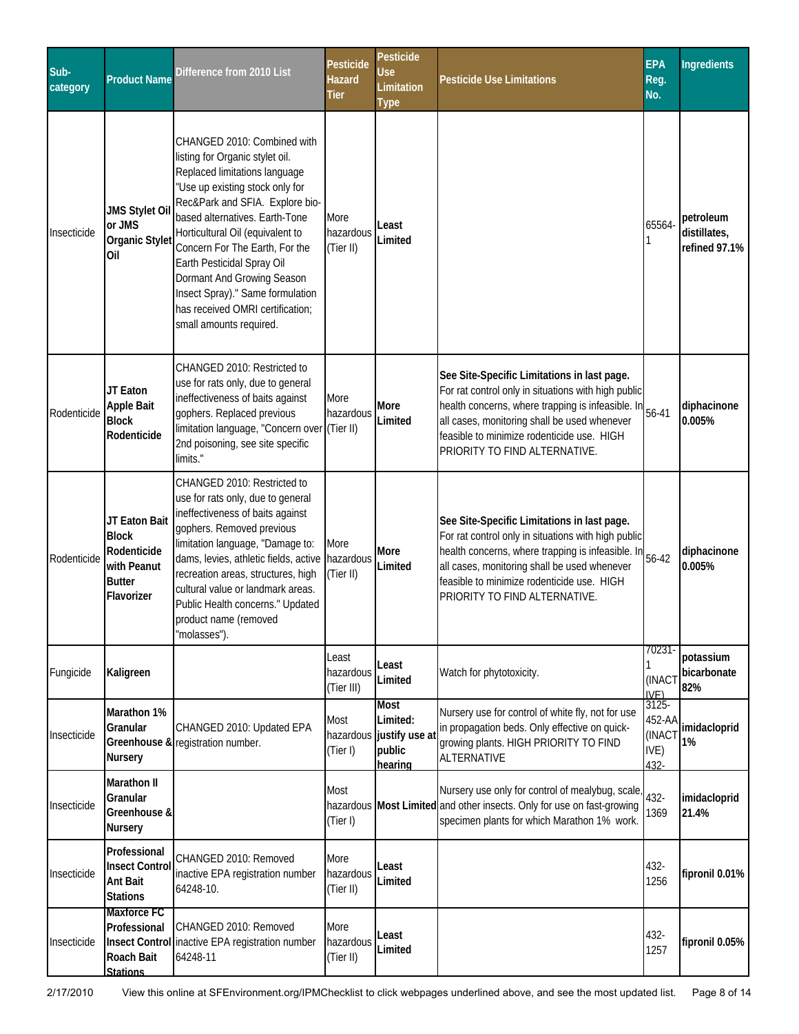| Sub-category | Product Name | Difference from 2010 List | Pesticide Hazard Tier | Pesticide Use Limitation Type | Pesticide Use Limitations | EPA Reg. No. | Ingredients |
|---|---|---|---|---|---|---|---|
| Insecticide | **JMS Stylet Oil or JMS Organic Stylet Oil** | CHANGED 2010: Combined with listing for Organic stylet oil. Replaced limitations language "Use up existing stock only for Rec&Park and SFIA. Explore bio-based alternatives. Earth-Tone Horticultural Oil (equivalent to Concern For The Earth, For the Earth Pesticidal Spray Oil Dormant And Growing Season Insect Spray)." Same formulation has received OMRI certification; small amounts required. | More hazardous (Tier II) | **Least Limited** | | 65564-1 | **petroleum distillates, refined 97.1%** |
| Rodenticide | **JT Eaton Apple Bait Block Rodenticide** | CHANGED 2010: Restricted to use for rats only, due to general ineffectiveness of baits against gophers. Replaced previous limitation language, "Concern over 2nd poisoning, see site specific limits." | More hazardous (Tier II) | **More Limited** | **See Site-Specific Limitations in last page.** For rat control only in situations with high public health concerns, where trapping is infeasible. In all cases, monitoring shall be used whenever feasible to minimize rodenticide use. HIGH PRIORITY TO FIND ALTERNATIVE. | 56-41 | **diphacinone 0.005%** |
| Rodenticide | **JT Eaton Bait Block Rodenticide with Peanut Butter Flavorizer** | CHANGED 2010: Restricted to use for rats only, due to general ineffectiveness of baits against gophers. Removed previous limitation language, "Damage to: dams, levies, athletic fields, active recreation areas, structures, high cultural value or landmark areas. Public Health concerns." Updated product name (removed "molasses"). | More hazardous (Tier II) | **More Limited** | **See Site-Specific Limitations in last page.** For rat control only in situations with high public health concerns, where trapping is infeasible. In all cases, monitoring shall be used whenever feasible to minimize rodenticide use. HIGH PRIORITY TO FIND ALTERNATIVE. | 56-42 | **diphacinone 0.005%** |
| Fungicide | **Kaligreen** | | Least hazardous (Tier III) | **Least Limited** | Watch for phytotoxicity. | 70231-1 (INACTIVE) | **potassium bicarbonate 82%** |
| Insecticide | **Marathon 1% Granular Greenhouse & Nursery** | CHANGED 2010: Updated EPA registration number. | Most hazardous (Tier I) | **Most Limited: justify use at public hearing** | Nursery use for control of white fly, not for use in propagation beds. Only effective on quick-growing plants. HIGH PRIORITY TO FIND ALTERNATIVE | 3125-452-AA (INACTIVE) 432- | **imidacloprid 1%** |
| Insecticide | **Marathon II Granular Greenhouse & Nursery** | | Most hazardous (Tier I) | **Most Limited** | Nursery use only for control of mealybug, scale, and other insects. Only for use on fast-growing specimen plants for which Marathon 1% work. | 432-1369 | **imidacloprid 21.4%** |
| Insecticide | **Professional Insect Control Ant Bait Stations** | CHANGED 2010: Removed inactive EPA registration number 64248-10. | More hazardous (Tier II) | **Least Limited** | | 432-1256 | **fipronil 0.01%** |
| Insecticide | **Maxforce FC Professional Insect Control Roach Bait Stations** | CHANGED 2010: Removed inactive EPA registration number 64248-11 | More hazardous (Tier II) | **Least Limited** | | 432-1257 | **fipronil 0.05%** |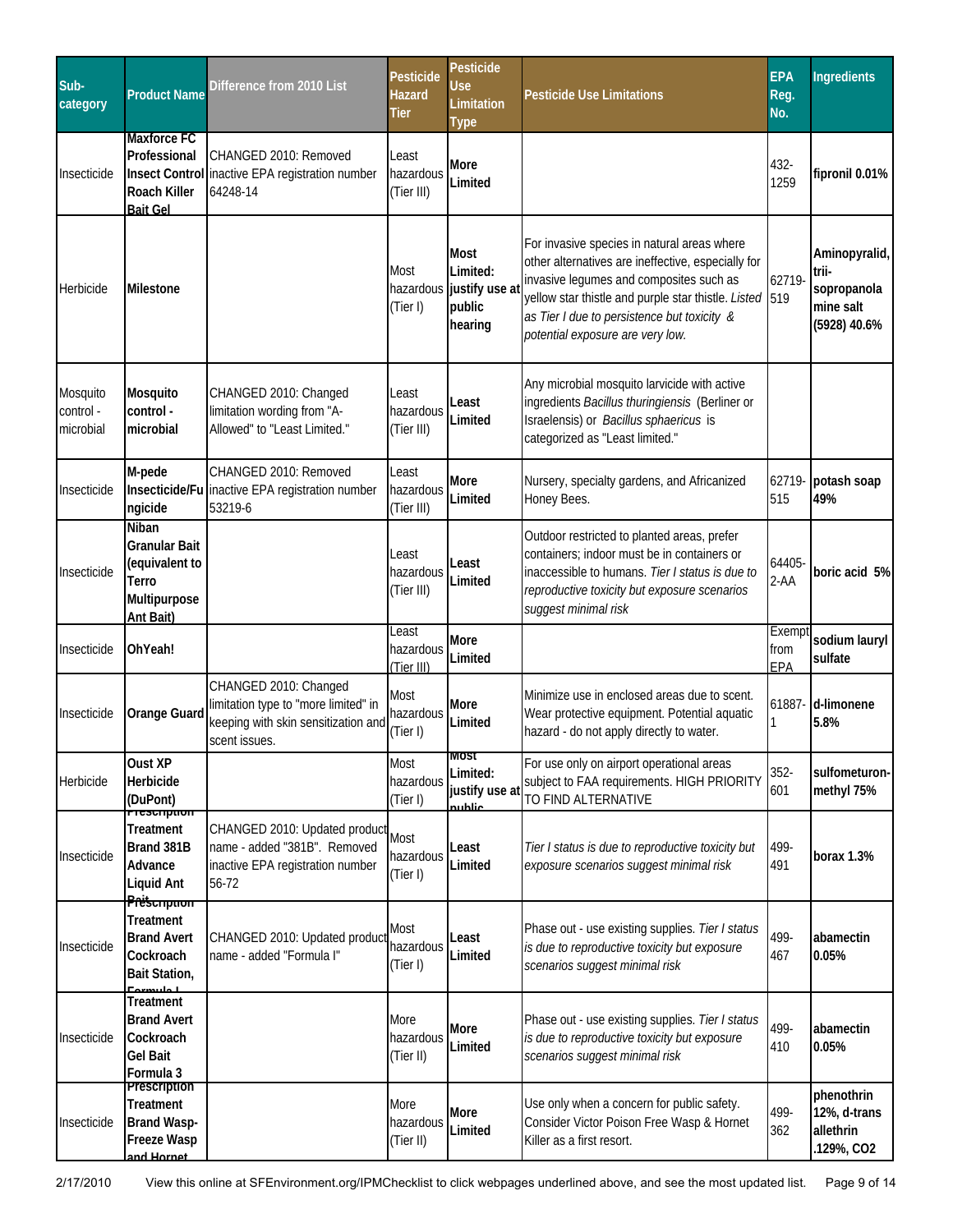| Sub-category | Product Name | Difference from 2010 List | Pesticide Hazard Tier | Pesticide Use Limitation Type | Pesticide Use Limitations | EPA Reg. No. | Ingredients |
|---|---|---|---|---|---|---|---|
| Insecticide | **Maxforce FC Professional Insect Control Roach Killer Bait Gel** | CHANGED 2010: Removed inactive EPA registration number 64248-14 | Least hazardous (Tier III) | **More Limited** | | 432-1259 | **fipronil 0.01%** |
| Herbicide | **Milestone** | | Most hazardous (Tier I) | **Most Limited: justify use at public hearing** | For invasive species in natural areas where other alternatives are ineffective, especially for invasive legumes and composites such as yellow star thistle and purple star thistle. *Listed as Tier I due to persistence but toxicity & potential exposure are very low.* | 62719-519 | **Aminopyralid, triisopropanolamine salt (5928) 40.6%** |
| Mosquito control - microbial | **Mosquito control - microbial** | CHANGED 2010: Changed limitation wording from "A-Allowed" to "Least Limited." | Least hazardous (Tier III) | **Least Limited** | Any microbial mosquito larvicide with active ingredients *Bacillus thuringiensis* (Berliner or Israelensis) or *Bacillus sphaericus* is categorized as "Least limited." | | |
| Insecticide | **M-pede Insecticide/Fungicide** | CHANGED 2010: Removed inactive EPA registration number 53219-6 | Least hazardous (Tier III) | **More Limited** | Nursery, specialty gardens, and Africanized Honey Bees. | 62719-515 | **potash soap 49%** |
| Insecticide | **Niban Granular Bait (equivalent to Terro Multipurpose Ant Bait)** | | Least hazardous (Tier III) | **Least Limited** | Outdoor restricted to planted areas, prefer containers; indoor must be in containers or inaccessible to humans. *Tier I status is due to reproductive toxicity but exposure scenarios suggest minimal risk* | 64405-2-AA | **boric acid 5%** |
| Insecticide | **OhYeah!** | | Least hazardous (Tier III) | **More Limited** | | Exempt from EPA | **sodium lauryl sulfate** |
| Insecticide | **Orange Guard** | CHANGED 2010: Changed limitation type to "more limited" in keeping with skin sensitization and scent issues. | Most hazardous (Tier I) | **More Limited** | Minimize use in enclosed areas due to scent. Wear protective equipment. Potential aquatic hazard - do not apply directly to water. | 61887-1 | **d-limonene 5.8%** |
| Herbicide | **Oust XP Herbicide (DuPont)** | | Most hazardous (Tier I) | **Most Limited: justify use at public** | For use only on airport operational areas subject to FAA requirements. HIGH PRIORITY TO FIND ALTERNATIVE | 352-601 | **sulfometuron-methyl 75%** |
| Insecticide | **Prescription Treatment Brand 381B Advance Liquid Ant Bait** | CHANGED 2010: Updated product name - added "381B". Removed inactive EPA registration number 56-72 | Most hazardous (Tier I) | **Least Limited** | *Tier I status is due to reproductive toxicity but exposure scenarios suggest minimal risk* | 499-491 | **borax 1.3%** |
| Insecticide | **Prescription Treatment Brand Avert Cockroach Bait Station, Formula I** | CHANGED 2010: Updated product name - added "Formula I" | Most hazardous (Tier I) | **Least Limited** | Phase out - use existing supplies. *Tier I status is due to reproductive toxicity but exposure scenarios suggest minimal risk* | 499-467 | **abamectin 0.05%** |
| Insecticide | **Treatment Brand Avert Cockroach Gel Bait Formula 3** | | More hazardous (Tier II) | **More Limited** | Phase out - use existing supplies. *Tier I status is due to reproductive toxicity but exposure scenarios suggest minimal risk* | 499-410 | **abamectin 0.05%** |
| Insecticide | **Prescription Treatment Brand Wasp-Freeze Wasp and Hornet** | | More hazardous (Tier II) | **More Limited** | Use only when a concern for public safety. Consider Victor Poison Free Wasp & Hornet Killer as a first resort. | 499-362 | **phenothrin 12%, d-trans allethrin .129%, CO2** |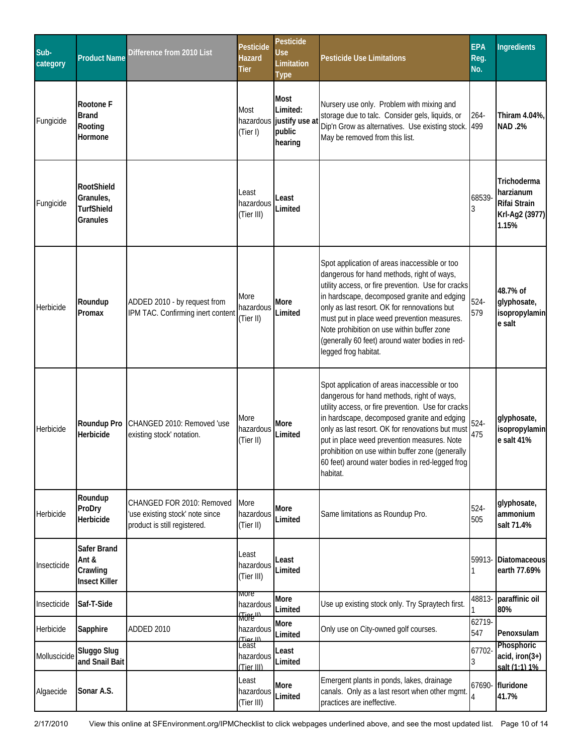| Sub-category | Product Name | Difference from 2010 List | Pesticide Hazard Tier | Pesticide Use Limitation Type | Pesticide Use Limitations | EPA Reg. No. | Ingredients |
|---|---|---|---|---|---|---|---|
| Fungicide | **Rootone F Brand Rooting Hormone** | | Most hazardous (Tier I) | **Most Limited: justify use at public hearing** | Nursery use only. Problem with mixing and storage due to talc. Consider gels, liquids, or Dip'n Grow as alternatives. Use existing stock. May be removed from this list. | 264-499 | **Thiram 4.04%, NAD .2%** |
| Fungicide | **RootShield Granules, TurfShield Granules** | | Least hazardous (Tier III) | **Least Limited** | | 68539-3 | **Trichoderma harzianum Rifai Strain Krl-Ag2 (3977) 1.15%** |
| Herbicide | **Roundup Promax** | ADDED 2010 - by request from IPM TAC. Confirming inert content | More hazardous (Tier II) | **More Limited** | Spot application of areas inaccessible or too dangerous for hand methods, right of ways, utility access, or fire prevention. Use for cracks in hardscape, decomposed granite and edging only as last resort. OK for rennovations but must put in place weed prevention measures. Note prohibition on use within buffer zone (generally 60 feet) around water bodies in red-legged frog habitat. | 524-579 | **48.7% of glyphosate, isopropylamine salt** |
| Herbicide | **Roundup Pro Herbicide** | CHANGED 2010: Removed 'use existing stock' notation. | More hazardous (Tier II) | **More Limited** | Spot application of areas inaccessible or too dangerous for hand methods, right of ways, utility access, or fire prevention. Use for cracks in hardscape, decomposed granite and edging only as last resort. OK for renovations but must put in place weed prevention measures. Note prohibition on use within buffer zone (generally 60 feet) around water bodies in red-legged frog habitat. | 524-475 | **glyphosate, isopropylamine salt 41%** |
| Herbicide | **Roundup ProDry Herbicide** | CHANGED FOR 2010: Removed 'use existing stock' note since product is still registered. | More hazardous (Tier II) | **More Limited** | Same limitations as Roundup Pro. | 524-505 | **glyphosate, ammonium salt 71.4%** |
| Insecticide | **Safer Brand Ant & Crawling Insect Killer** | | Least hazardous (Tier III) | **Least Limited** | | 59913-1 | **Diatomaceous earth 77.69%** |
| Insecticide | **Saf-T-Side** | | More hazardous (Tier II) | **More Limited** | Use up existing stock only. Try Spraytech first. | 48813-1 | **paraffinic oil 80%** |
| Herbicide | **Sapphire** | ADDED 2010 | More hazardous (Tier II) | **More Limited** | Only use on City-owned golf courses. | 62719-547 | **Penoxsulam** |
| Molluscicide | **Sluggo Slug and Snail Bait** | | Least hazardous (Tier III) | **Least Limited** | | 67702-3 | **Phosphoric acid, iron(3+) salt (1:1) 1%** |
| Algaecide | **Sonar A.S.** | | Least hazardous (Tier III) | **More Limited** | Emergent plants in ponds, lakes, drainage canals. Only as a last resort when other mgmt. practices are ineffective. | 67690-4 | **fluridone 41.7%** |

2/17/2010 View this online at SFEnvironment.org/IPMChecklist to click webpages underlined above, and see the most updated list.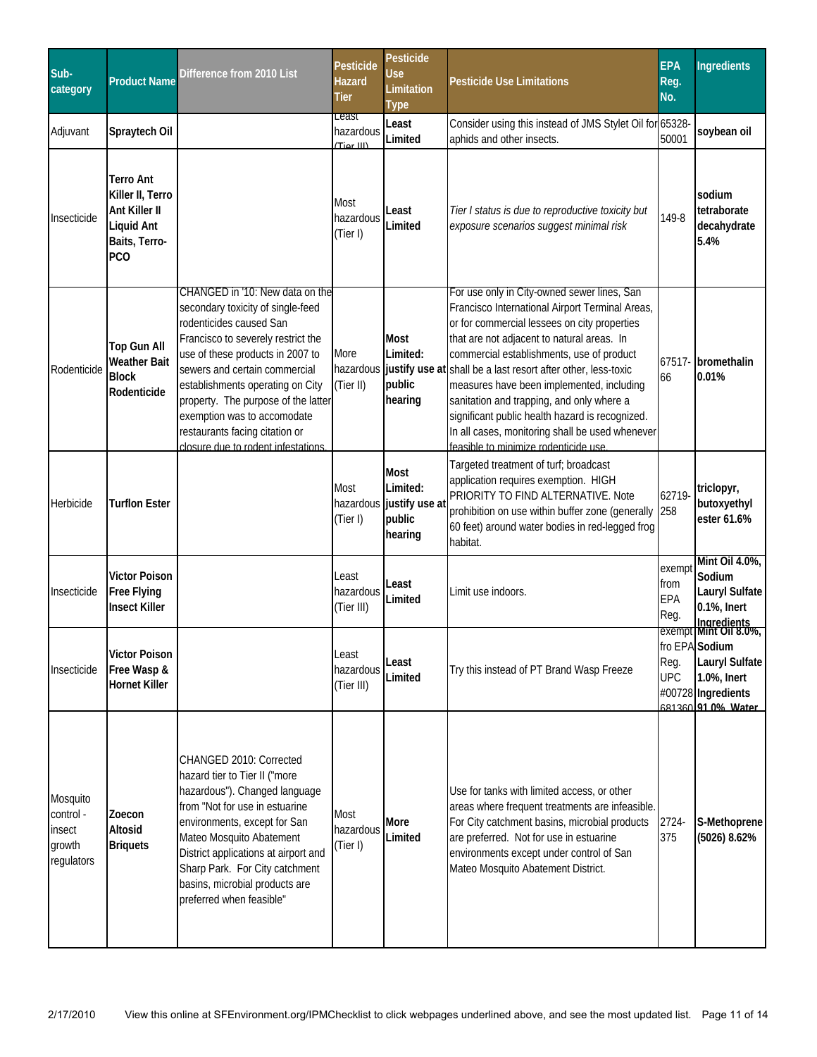| Sub-category | Product Name | Difference from 2010 List | Pesticide Hazard Tier | Pesticide Use Limitation Type | Pesticide Use Limitations | EPA Reg. No. | Ingredients |
|---|---|---|---|---|---|---|---|
| Adjuvant | **Spraytech Oil** | | Least hazardous (Tier III) | **Least Limited** | Consider using this instead of JMS Stylet Oil for aphids and other insects. | 65328-50001 | **soybean oil** |
| Insecticide | **Terro Ant Killer II, Terro Ant Killer II Liquid Ant Baits, Terro-PCO** | | Most hazardous (Tier I) | **Least Limited** | *Tier I status is due to reproductive toxicity but exposure scenarios suggest minimal risk* | 149-8 | **sodium tetraborate decahydrate 5.4%** |
| Rodenticide | **Top Gun All Weather Bait Block Rodenticide** | CHANGED in '10: New data on the secondary toxicity of single-feed rodenticides caused San Francisco to severely restrict the use of these products in 2007 to sewers and certain commercial establishments operating on City property. The purpose of the latter exemption was to accomodate restaurants facing citation or closure due to rodent infestations. | More hazardous (Tier II) | **Most Limited: justify use at public hearing** | For use only in City-owned sewer lines, San Francisco International Airport Terminal Areas, or for commercial lessees on city properties that are not adjacent to natural areas. In commercial establishments, use of product shall be a last resort after other, less-toxic measures have been implemented, including sanitation and trapping, and only where a significant public health hazard is recognized. In all cases, monitoring shall be used whenever feasible to minimize rodenticide use. | 67517-66 | **bromethalin 0.01%** |
| Herbicide | **Turflon Ester** | | Most hazardous (Tier I) | **Most Limited: justify use at public hearing** | Targeted treatment of turf; broadcast application requires exemption. HIGH PRIORITY TO FIND ALTERNATIVE. Note prohibition on use within buffer zone (generally 60 feet) around water bodies in red-legged frog habitat. | 62719-258 | **triclopyr, butoxyethyl ester 61.6%** |
| Insecticide | **Victor Poison Free Flying Insect Killer** | | Least hazardous (Tier III) | **Least Limited** | Limit use indoors. | exempt from EPA Reg. | **Mint Oil 4.0%, Sodium Lauryl Sulfate 0.1%, Inert Ingredients** |
| Insecticide | **Victor Poison Free Wasp & Hornet Killer** | | Least hazardous (Tier III) | **Least Limited** | Try this instead of PT Brand Wasp Freeze | exempt fro EPA Reg. UPC #00728 681360 | **Mint Oil 8.0%, Sodium Lauryl Sulfate 1.0%, Inert Ingredients 91.0% Water** |
| Mosquito control - insect growth regulators | **Zoecon Altosid Briquets** | CHANGED 2010: Corrected hazard tier to Tier II ("more hazardous"). Changed language from "Not for use in estuarine environments, except for San Mateo Mosquito Abatement District applications at airport and Sharp Park. For City catchment basins, microbial products are preferred when feasible" | Most hazardous (Tier I) | **More Limited** | Use for tanks with limited access, or other areas where frequent treatments are infeasible. For City catchment basins, microbial products are preferred. Not for use in estuarine environments except under control of San Mateo Mosquito Abatement District. | 2724-375 | **S-Methoprene (5026) 8.62%** |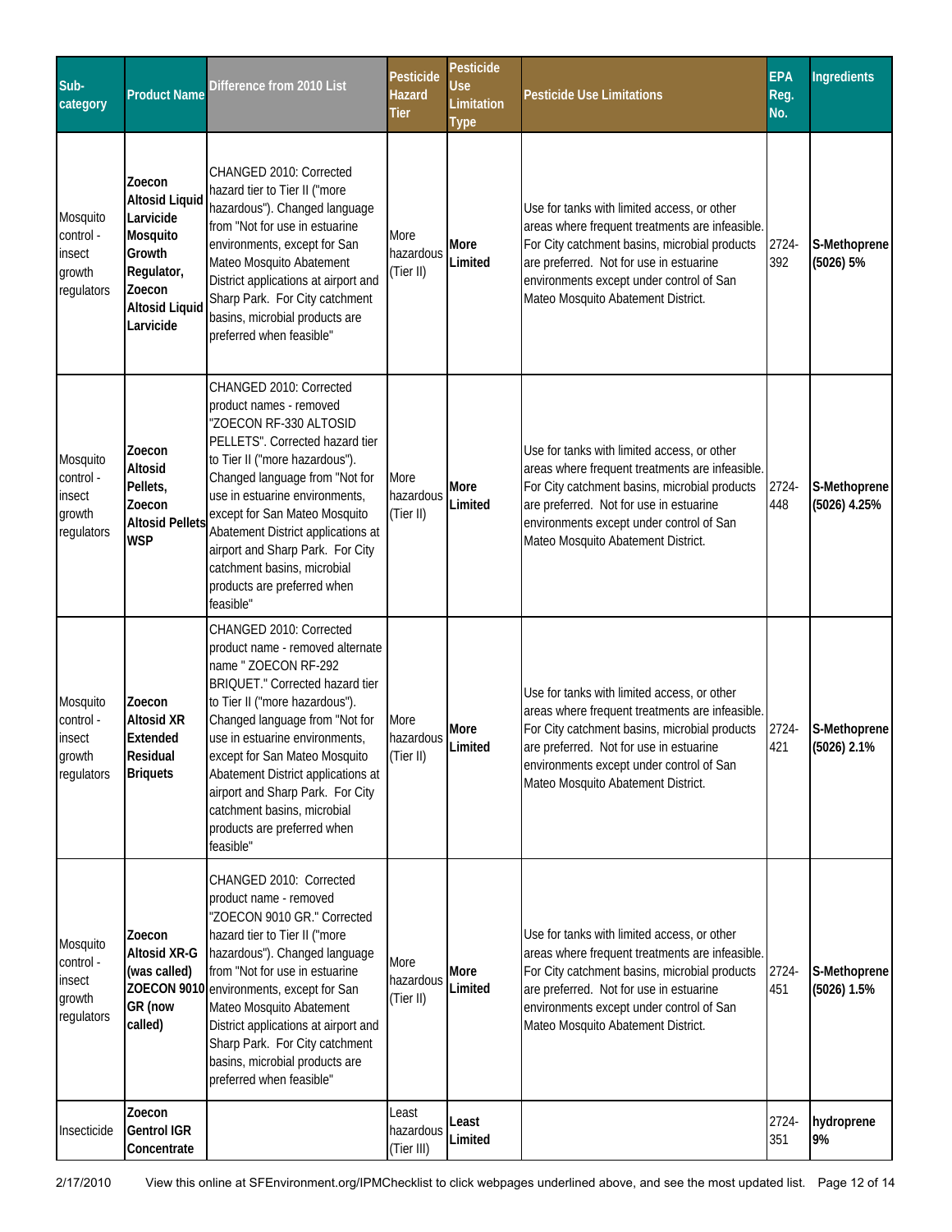| Sub-category | Product Name | Difference from 2010 List | Pesticide Hazard Tier | Pesticide Use Limitation Type | Pesticide Use Limitations | EPA Reg. No. | Ingredients |
|---|---|---|---|---|---|---|---|
| Mosquito control - insect growth regulators | **Zoecon Altosid Liquid Larvicide Mosquito Growth Regulator, Zoecon Altosid Liquid Larvicide** | CHANGED 2010: Corrected hazard tier to Tier II ("more hazardous"). Changed language from "Not for use in estuarine environments, except for San Mateo Mosquito Abatement District applications at airport and Sharp Park. For City catchment basins, microbial products are preferred when feasible" | More hazardous (Tier II) | **More Limited** | Use for tanks with limited access, or other areas where frequent treatments are infeasible. For City catchment basins, microbial products are preferred. Not for use in estuarine environments except under control of San Mateo Mosquito Abatement District. | 2724-392 | **S-Methoprene (5026) 5%** |
| Mosquito control - insect growth regulators | **Zoecon Altosid Pellets, Zoecon Altosid Pellets WSP** | CHANGED 2010: Corrected product names - removed "ZOECON RF-330 ALTOSID PELLETS". Corrected hazard tier to Tier II ("more hazardous"). Changed language from "Not for use in estuarine environments, except for San Mateo Mosquito Abatement District applications at airport and Sharp Park. For City catchment basins, microbial products are preferred when feasible" | More hazardous (Tier II) | **More Limited** | Use for tanks with limited access, or other areas where frequent treatments are infeasible. For City catchment basins, microbial products are preferred. Not for use in estuarine environments except under control of San Mateo Mosquito Abatement District. | 2724-448 | **S-Methoprene (5026) 4.25%** |
| Mosquito control - insect growth regulators | **Zoecon Altosid XR Extended Residual Briquets** | CHANGED 2010: Corrected product name - removed alternate name " ZOECON RF-292 BRIQUET." Corrected hazard tier to Tier II ("more hazardous"). Changed language from "Not for use in estuarine environments, except for San Mateo Mosquito Abatement District applications at airport and Sharp Park. For City catchment basins, microbial products are preferred when feasible" | More hazardous (Tier II) | **More Limited** | Use for tanks with limited access, or other areas where frequent treatments are infeasible. For City catchment basins, microbial products are preferred. Not for use in estuarine environments except under control of San Mateo Mosquito Abatement District. | 2724-421 | **S-Methoprene (5026) 2.1%** |
| Mosquito control - insect growth regulators | **Zoecon Altosid XR-G (was called) ZOECON 9010 GR (now called)** | CHANGED 2010: Corrected product name - removed "ZOECON 9010 GR." Corrected hazard tier to Tier II ("more hazardous"). Changed language from "Not for use in estuarine environments, except for San Mateo Mosquito Abatement District applications at airport and Sharp Park. For City catchment basins, microbial products are preferred when feasible" | More hazardous (Tier II) | **More Limited** | Use for tanks with limited access, or other areas where frequent treatments are infeasible. For City catchment basins, microbial products are preferred. Not for use in estuarine environments except under control of San Mateo Mosquito Abatement District. | 2724-451 | **S-Methoprene (5026) 1.5%** |
| Insecticide | **Zoecon Gentrol IGR Concentrate** | | Least hazardous (Tier III) | **Least Limited** | | 2724-351 | **hydroprene 9%** |

2/17/2010 View this online at SFEnvironment.org/IPMChecklist to click webpages underlined above, and see the most updated list.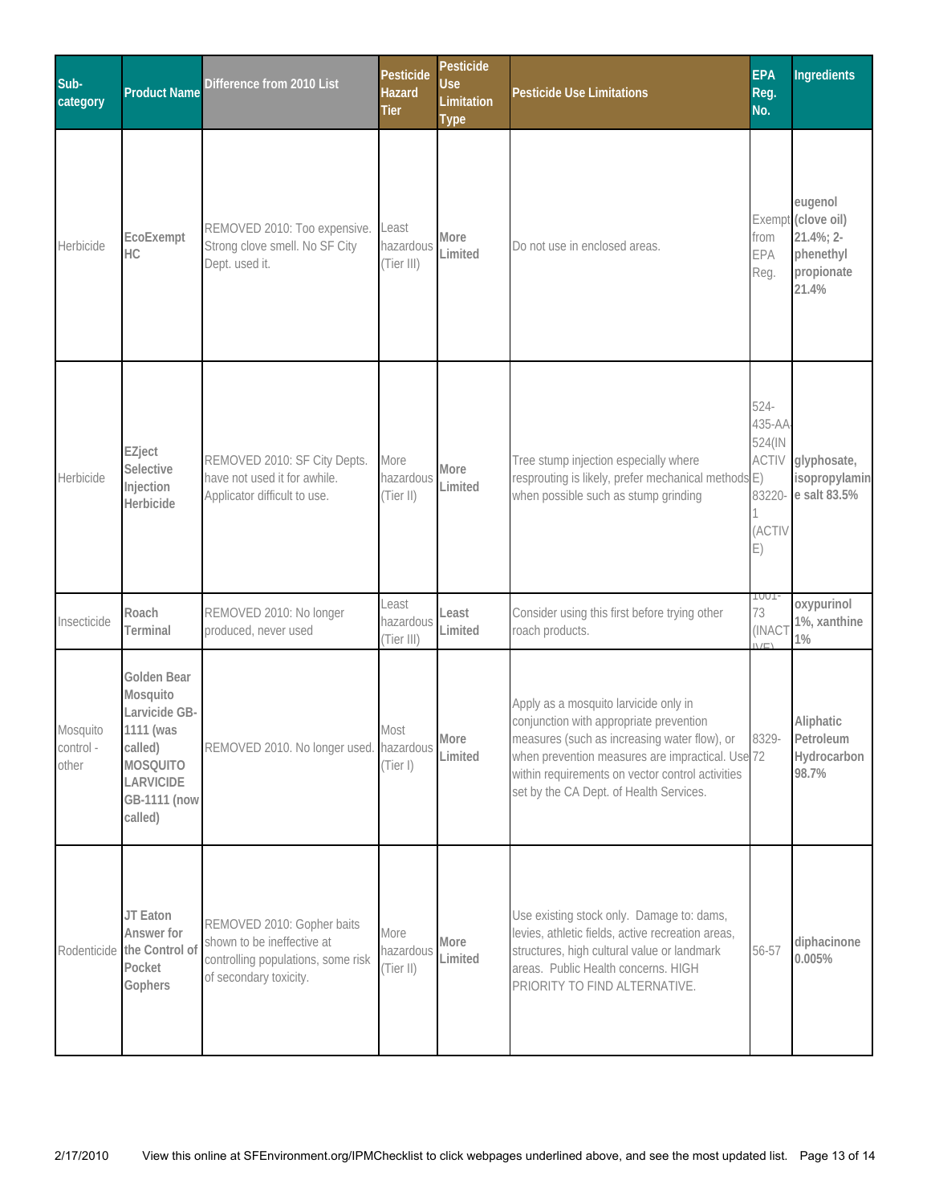| Sub-category | Product Name | Difference from 2010 List | Pesticide Hazard Tier | Pesticide Use Limitation Type | Pesticide Use Limitations | EPA Reg. No. | Ingredients |
|---|---|---|---|---|---|---|---|
| Herbicide | **EcoExempt HC** | REMOVED 2010: Too expensive. Strong clove smell. No SF City Dept. used it. | Least hazardous (Tier III) | **More Limited** | Do not use in enclosed areas. | Exempt from EPA Reg. | **eugenol (clove oil) 21.4%; 2-phenethyl propionate 21.4%** |
| Herbicide | **EZject Selective Injection Herbicide** | REMOVED 2010: SF City Depts. have not used it for awhile. Applicator difficult to use. | More hazardous (Tier II) | **More Limited** | Tree stump injection especially where resprouting is likely, prefer mechanical methods when possible such as stump grinding | 524-435-AA-524(INACTIVE) 83220-1 (ACTIVE) | **glyphosate, isopropylamine salt 83.5%** |
| Insecticide | **Roach Terminal** | REMOVED 2010: No longer produced, never used | Least hazardous (Tier III) | **Least Limited** | Consider using this first before trying other roach products. | 1001-73 (INACTIVE) | **oxypurinol 1%, xanthine 1%** |
| Mosquito control - other | **Golden Bear Mosquito Larvicide GB-1111 (was called) MOSQUITO LARVICIDE GB-1111 (now called)** | REMOVED 2010. No longer used. | Most hazardous (Tier I) | **More Limited** | Apply as a mosquito larvicide only in conjunction with appropriate prevention measures (such as increasing water flow), or when prevention measures are impractical. Use within requirements on vector control activities set by the CA Dept. of Health Services. | 8329-72 | **Aliphatic Petroleum Hydrocarbon 98.7%** |
| Rodenticide | **JT Eaton Answer for the Control of Pocket Gophers** | REMOVED 2010: Gopher baits shown to be ineffective at controlling populations, some risk of secondary toxicity. | More hazardous (Tier II) | **More Limited** | Use existing stock only. Damage to: dams, levies, athletic fields, active recreation areas, structures, high cultural value or landmark areas. Public Health concerns. HIGH PRIORITY TO FIND ALTERNATIVE. | 56-57 | **diphacinone 0.005%** |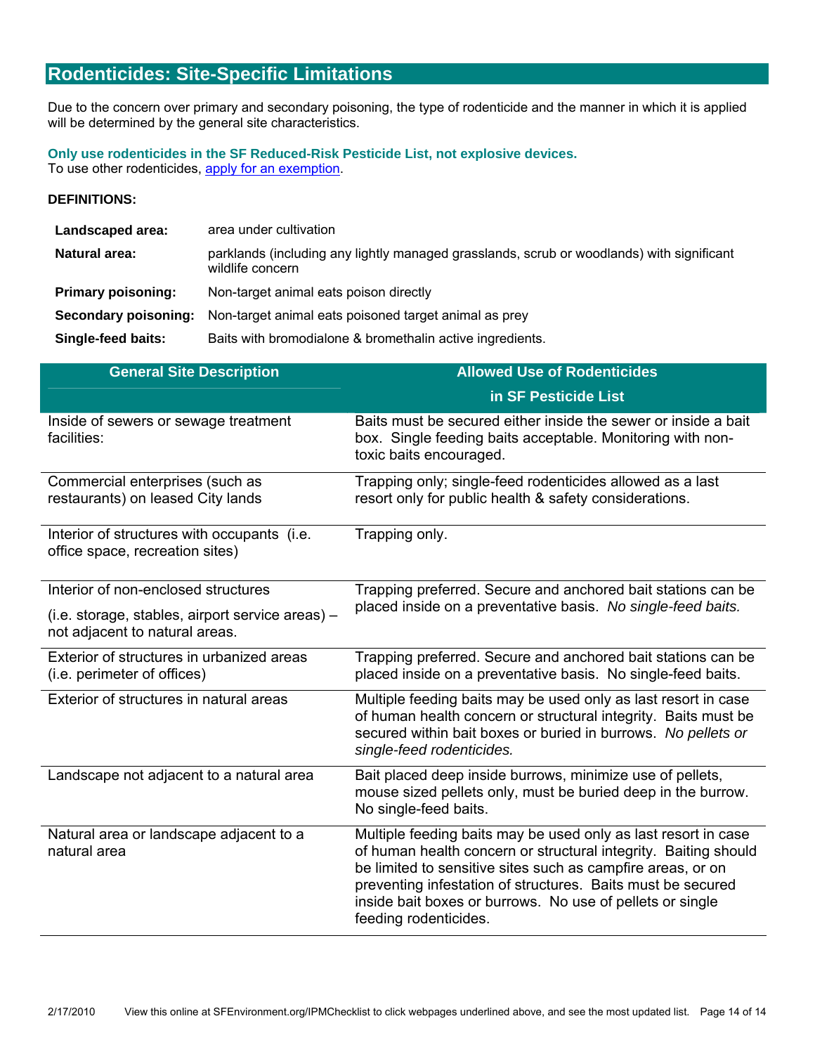## Rodenticides: Site-Specific Limitations

Due to the concern over primary and secondary poisoning, the type of rodenticide and the manner in which it is applied will be determined by the general site characteristics.

**Only use rodenticides in the SF Reduced-Risk Pesticide List, not explosive devices.**
To use other rodenticides, apply for an exemption.

**DEFINITIONS:**

| | |
|---|---|
| **Landscaped area:** | area under cultivation |
| **Natural area:** | parklands (including any lightly managed grasslands, scrub or woodlands) with significant wildlife concern |
| **Primary poisoning:** | Non-target animal eats poison directly |
| **Secondary poisoning:** | Non-target animal eats poisoned target animal as prey |
| **Single-feed baits:** | Baits with bromodialone & bromethalin active ingredients. |

| General Site Description | Allowed Use of Rodenticides in SF Pesticide List |
|---|---|
| Inside of sewers or sewage treatment facilities: | Baits must be secured either inside the sewer or inside a bait box. Single feeding baits acceptable. Monitoring with non-toxic baits encouraged. |
| Commercial enterprises (such as restaurants) on leased City lands | Trapping only; single-feed rodenticides allowed as a last resort only for public health & safety considerations. |
| Interior of structures with occupants (i.e. office space, recreation sites) | Trapping only. |
| Interior of non-enclosed structures (i.e. storage, stables, airport service areas) – not adjacent to natural areas. | Trapping preferred. Secure and anchored bait stations can be placed inside on a preventative basis. *No single-feed baits.* |
| Exterior of structures in urbanized areas (i.e. perimeter of offices) | Trapping preferred. Secure and anchored bait stations can be placed inside on a preventative basis. No single-feed baits. |
| Exterior of structures in natural areas | Multiple feeding baits may be used only as last resort in case of human health concern or structural integrity. Baits must be secured within bait boxes or buried in burrows. *No pellets or single-feed rodenticides.* |
| Landscape not adjacent to a natural area | Bait placed deep inside burrows, minimize use of pellets, mouse sized pellets only, must be buried deep in the burrow. No single-feed baits. |
| Natural area or landscape adjacent to a natural area | Multiple feeding baits may be used only as last resort in case of human health concern or structural integrity. Baiting should be limited to sensitive sites such as campfire areas, or on preventing infestation of structures. Baits must be secured inside bait boxes or burrows. No use of pellets or single feeding rodenticides. |